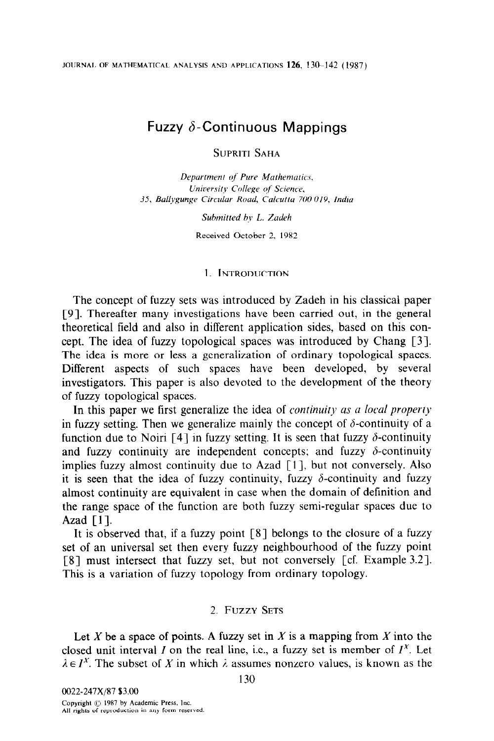# Fuzzy $\delta$-Continuous Mappings

SUPRITI SAHA

*Department of Pure Mathematics, University College of Science, 35, Ballygunge Circular Road, Calcutta 700 019, India*

*Submitted by L. Zadeh*

Received October 2, 1982

## 1. INTRODUCTION

The concept of fuzzy sets was introduced by Zadeh in his classical paper [9]. Thereafter many investigations have been carried out, in the general theoretical field and also in different application sides, based on this concept. The idea of fuzzy topological spaces was introduced by Chang [3]. The idea is more or less a generalization of ordinary topological spaces. Different aspects of such spaces have been developed, by several investigators. This paper is also devoted to the development of the theory of fuzzy topological spaces.

In this paper we first generalize the idea of *continuity as a local property* in fuzzy setting. Then we generalize mainly the concept of $\delta$-continuity of a function due to Noiri [4] in fuzzy setting. It is seen that fuzzy $\delta$-continuity and fuzzy continuity are independent concepts; and fuzzy $\delta$-continuity implies fuzzy almost continuity due to Azad [1], but not conversely. Also it is seen that the idea of fuzzy continuity, fuzzy $\delta$-continuity and fuzzy almost continuity are equivalent in case when the domain of definition and the range space of the function are both fuzzy semi-regular spaces due to Azad [1].

It is observed that, if a fuzzy point [8] belongs to the closure of a fuzzy set of an universal set then every fuzzy neighbourhood of the fuzzy point [8] must intersect that fuzzy set, but not conversely [cf. Example 3.2]. This is a variation of fuzzy topology from ordinary topology.

## 2. FUZZY SETS

Let $X$ be a space of points. A fuzzy set in $X$ is a mapping from $X$ into the closed unit interval $I$ on the real line, i.e., a fuzzy set is member of $I^X$. Let $\lambda \in I^X$. The subset of $X$ in which $\lambda$ assumes nonzero values, is known as the

0022-247X/87 $3.00
Copyright © 1987 by Academic Press, Inc.
All rights of reproduction in any form reserved.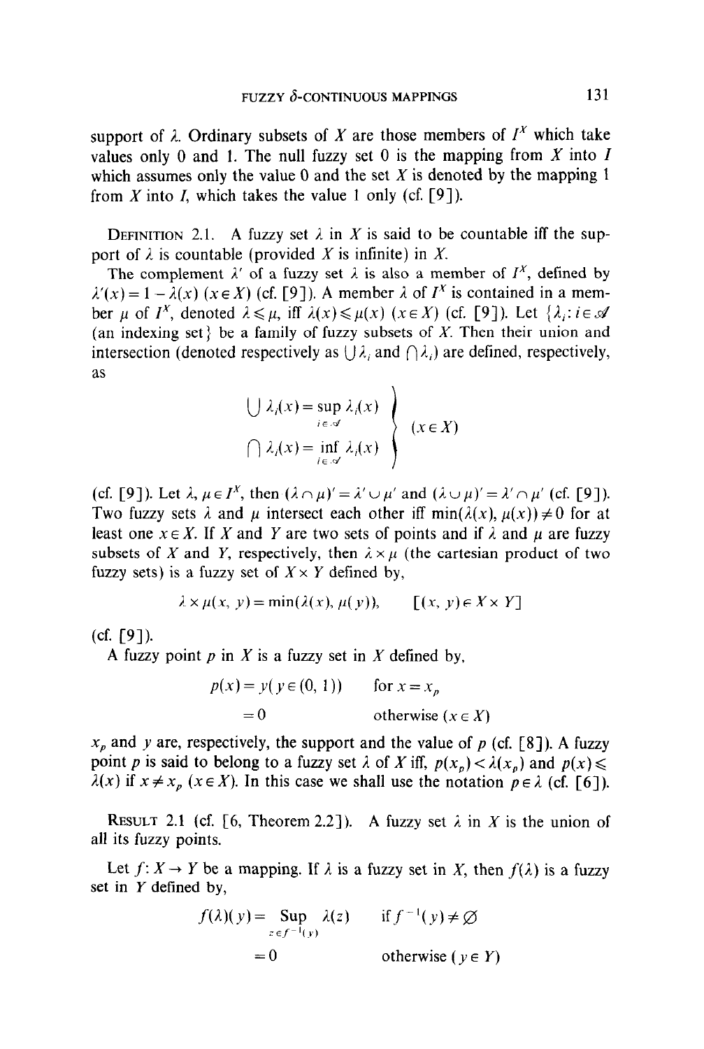support of $\lambda$. Ordinary subsets of $X$ are those members of $I^X$ which take values only 0 and 1. The null fuzzy set 0 is the mapping from $X$ into $I$ which assumes only the value 0 and the set $X$ is denoted by the mapping 1 from $X$ into $I$, which takes the value 1 only (cf. [9]).

DEFINITION 2.1. A fuzzy set $\lambda$ in $X$ is said to be countable iff the support of $\lambda$ is countable (provided $X$ is infinite) in $X$.

The complement $\lambda'$ of a fuzzy set $\lambda$ is also a member of $I^X$, defined by $\lambda'(x) = 1 - \lambda(x)$ $(x \in X)$ (cf. [9]). A member $\lambda$ of $I^X$ is contained in a member $\mu$ of $I^X$, denoted $\lambda \leqslant \mu$, iff $\lambda(x) \leqslant \mu(x)$ $(x \in X)$ (cf. [9]). Let $\{\lambda_i : i \in \mathscr{A}$ (an indexing set$\}$ be a family of fuzzy subsets of $X$. Then their union and intersection (denoted respectively as $\bigcup \lambda_i$ and $\bigcap \lambda_i$) are defined, respectively, as

$$\left.\begin{aligned} \bigcup \lambda_i(x) &= \sup_{i \in \mathscr{A}} \lambda_i(x) \\ \bigcap \lambda_i(x) &= \inf_{i \in \mathscr{A}} \lambda_i(x) \end{aligned}\right\} \quad (x \in X)$$

(cf. [9]). Let $\lambda, \mu \in I^X$, then $(\lambda \cap \mu)' = \lambda' \cup \mu'$ and $(\lambda \cup \mu)' = \lambda' \cap \mu'$ (cf. [9]). Two fuzzy sets $\lambda$ and $\mu$ intersect each other iff $\min(\lambda(x), \mu(x)) \neq 0$ for at least one $x \in X$. If $X$ and $Y$ are two sets of points and if $\lambda$ and $\mu$ are fuzzy subsets of $X$ and $Y$, respectively, then $\lambda \times \mu$ (the cartesian product of two fuzzy sets) is a fuzzy set of $X \times Y$ defined by,

$$\lambda \times \mu(x, y) = \min(\lambda(x), \mu(y)), \qquad [(x, y) \in X \times Y]$$

(cf. [9]).

A fuzzy point $p$ in $X$ is a fuzzy set in $X$ defined by,

$$\begin{aligned} p(x) &= y \, (y \in (0, 1)) && \text{for } x = x_p \\ &= 0 && \text{otherwise } (x \in X) \end{aligned}$$

$x_p$ and $y$ are, respectively, the support and the value of $p$ (cf. [8]). A fuzzy point $p$ is said to belong to a fuzzy set $\lambda$ of $X$ iff, $p(x_p) < \lambda(x_p)$ and $p(x) \leqslant \lambda(x)$ if $x \neq x_p$ $(x \in X)$. In this case we shall use the notation $p \in \lambda$ (cf. [6]).

RESULT 2.1 (cf. [6, Theorem 2.2]). A fuzzy set $\lambda$ in $X$ is the union of all its fuzzy points.

Let $f : X \to Y$ be a mapping. If $\lambda$ is a fuzzy set in $X$, then $f(\lambda)$ is a fuzzy set in $Y$ defined by,

$$\begin{aligned} f(\lambda)(y) &= \sup_{z \in f^{-1}(y)} \lambda(z) && \text{if } f^{-1}(y) \neq \varnothing \\ &= 0 && \text{otherwise } (y \in Y) \end{aligned}$$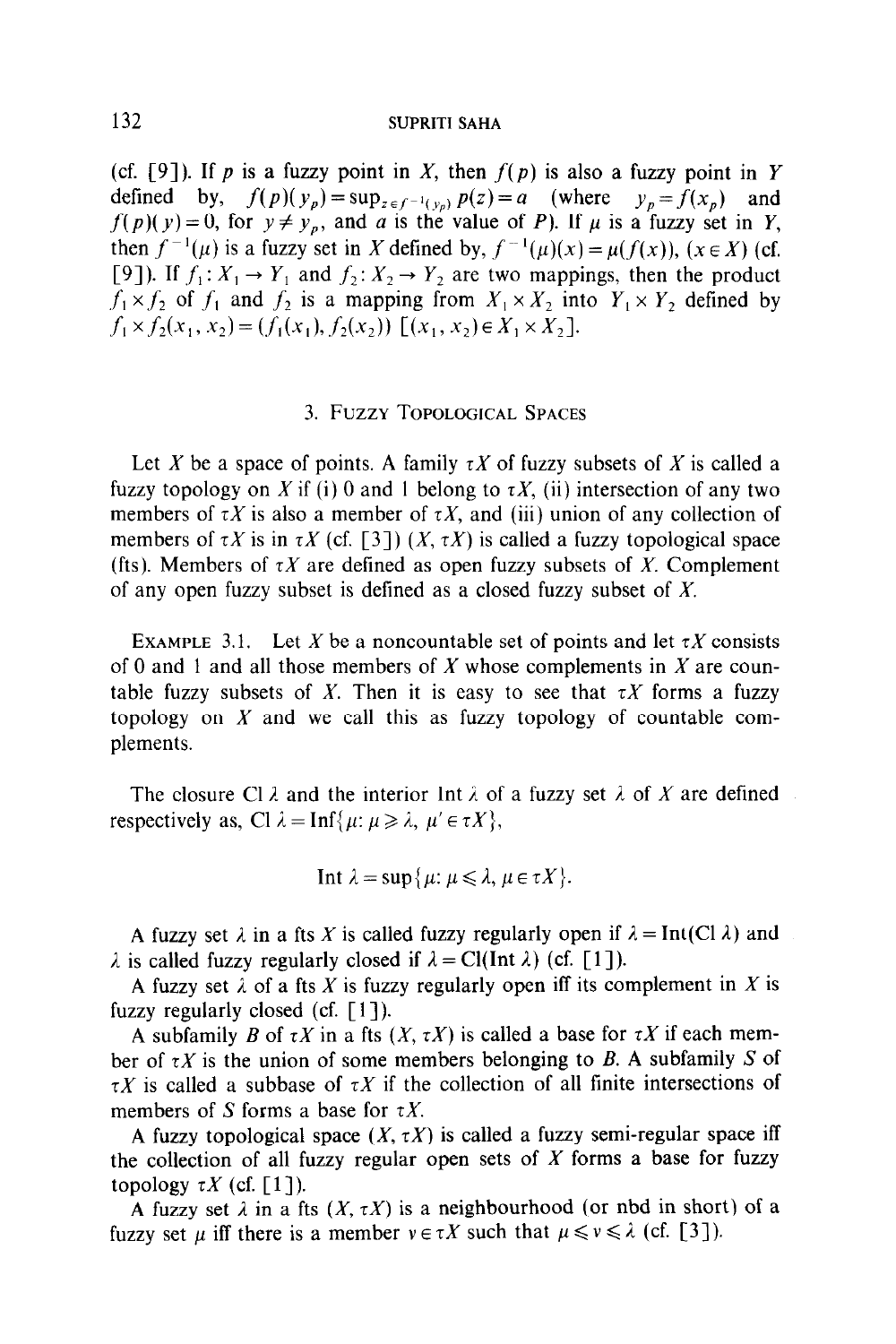(cf. [9]). If $p$ is a fuzzy point in $X$, then $f(p)$ is also a fuzzy point in $Y$ defined by, $f(p)(y_p) = \sup_{z \in f^{-1}(y_p)} p(z) = a$ (where $y_p = f(x_p)$ and $f(p)(y) = 0$, for $y \neq y_p$, and $a$ is the value of $P$). If $\mu$ is a fuzzy set in $Y$, then $f^{-1}(\mu)$ is a fuzzy set in $X$ defined by, $f^{-1}(\mu)(x) = \mu(f(x))$, $(x \in X)$ (cf. [9]). If $f_1: X_1 \to Y_1$ and $f_2: X_2 \to Y_2$ are two mappings, then the product $f_1 \times f_2$ of $f_1$ and $f_2$ is a mapping from $X_1 \times X_2$ into $Y_1 \times Y_2$ defined by $f_1 \times f_2(x_1, x_2) = (f_1(x_1), f_2(x_2))$ $[(x_1, x_2) \in X_1 \times X_2]$.

## 3. Fuzzy Topological Spaces

Let $X$ be a space of points. A family $\tau X$ of fuzzy subsets of $X$ is called a fuzzy topology on $X$ if (i) 0 and 1 belong to $\tau X$, (ii) intersection of any two members of $\tau X$ is also a member of $\tau X$, and (iii) union of any collection of members of $\tau X$ is in $\tau X$ (cf. [3]) $(X, \tau X)$ is called a fuzzy topological space (fts). Members of $\tau X$ are defined as open fuzzy subsets of $X$. Complement of any open fuzzy subset is defined as a closed fuzzy subset of $X$.

Example 3.1. Let $X$ be a noncountable set of points and let $\tau X$ consists of 0 and 1 and all those members of $X$ whose complements in $X$ are countable fuzzy subsets of $X$. Then it is easy to see that $\tau X$ forms a fuzzy topology on $X$ and we call this as fuzzy topology of countable complements.

The closure $\text{Cl}\,\lambda$ and the interior $\text{Int}\,\lambda$ of a fuzzy set $\lambda$ of $X$ are defined respectively as, $\text{Cl}\,\lambda = \text{Inf}\{\mu: \mu \geqslant \lambda,\ \mu' \in \tau X\}$,

$$\text{Int}\,\lambda = \sup\{\mu: \mu \leqslant \lambda,\ \mu \in \tau X\}.$$

A fuzzy set $\lambda$ in a fts $X$ is called fuzzy regularly open if $\lambda = \text{Int}(\text{Cl}\,\lambda)$ and $\lambda$ is called fuzzy regularly closed if $\lambda = \text{Cl}(\text{Int}\,\lambda)$ (cf. [1]).

A fuzzy set $\lambda$ of a fts $X$ is fuzzy regularly open iff its complement in $X$ is fuzzy regularly closed (cf. [1]).

A subfamily $B$ of $\tau X$ in a fts $(X, \tau X)$ is called a base for $\tau X$ if each member of $\tau X$ is the union of some members belonging to $B$. A subfamily $S$ of $\tau X$ is called a subbase of $\tau X$ if the collection of all finite intersections of members of $S$ forms a base for $\tau X$.

A fuzzy topological space $(X, \tau X)$ is called a fuzzy semi-regular space iff the collection of all fuzzy regular open sets of $X$ forms a base for fuzzy topology $\tau X$ (cf. [1]).

A fuzzy set $\lambda$ in a fts $(X, \tau X)$ is a neighbourhood (or nbd in short) of a fuzzy set $\mu$ iff there is a member $\nu \in \tau X$ such that $\mu \leqslant \nu \leqslant \lambda$ (cf. [3]).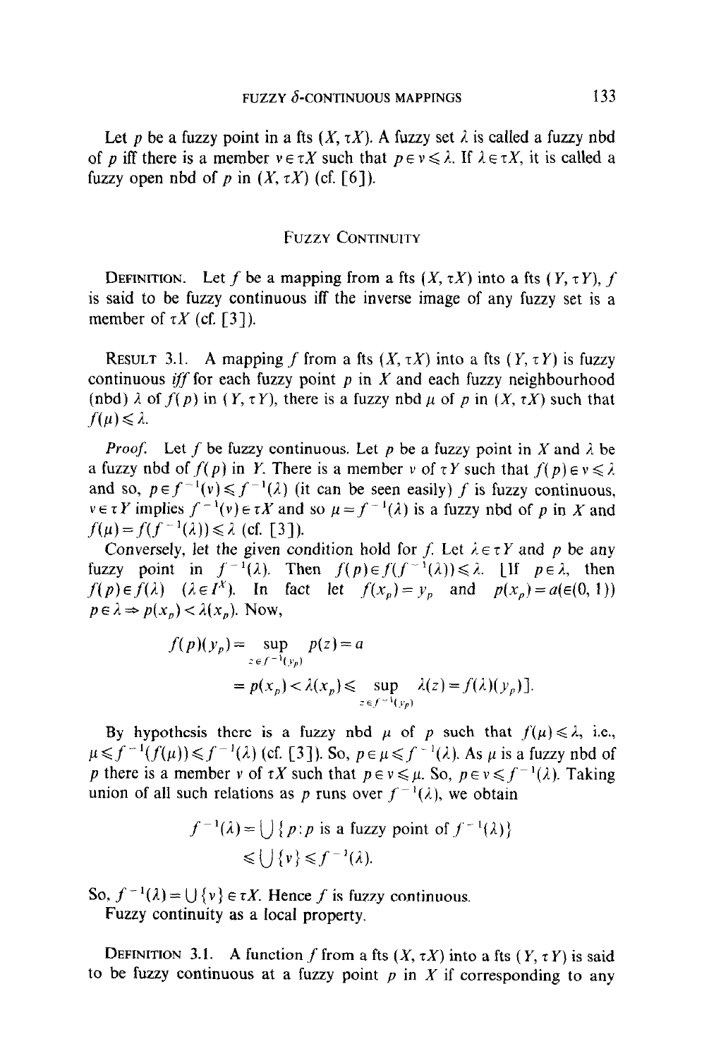Let $p$ be a fuzzy point in a fts $(X, \tau X)$. A fuzzy set $\lambda$ is called a fuzzy nbd of $p$ iff there is a member $v \in \tau X$ such that $p \in v \leqslant \lambda$. If $\lambda \in \tau X$, it is called a fuzzy open nbd of $p$ in $(X, \tau X)$ (cf. [6]).

## Fuzzy Continuity

Definition. Let $f$ be a mapping from a fts $(X, \tau X)$ into a fts $(Y, \tau Y)$, $f$ is said to be fuzzy continuous iff the inverse image of any fuzzy set is a member of $\tau X$ (cf. [3]).

Result 3.1. A mapping $f$ from a fts $(X, \tau X)$ into a fts $(Y, \tau Y)$ is fuzzy continuous *iff* for each fuzzy point $p$ in $X$ and each fuzzy neighbourhood (nbd) $\lambda$ of $f(p)$ in $(Y, \tau Y)$, there is a fuzzy nbd $\mu$ of $p$ in $(X, \tau X)$ such that $f(\mu) \leqslant \lambda$.

*Proof.* Let $f$ be fuzzy continuous. Let $p$ be a fuzzy point in $X$ and $\lambda$ be a fuzzy nbd of $f(p)$ in $Y$. There is a member $v$ of $\tau Y$ such that $f(p) \in v \leqslant \lambda$ and so, $p \in f^{-1}(v) \leqslant f^{-1}(\lambda)$ (it can be seen easily) $f$ is fuzzy continuous, $v \in \tau Y$ implies $f^{-1}(v) \in \tau X$ and so $\mu = f^{-1}(\lambda)$ is a fuzzy nbd of $p$ in $X$ and $f(\mu) = f(f^{-1}(\lambda)) \leqslant \lambda$ (cf. [3]).

Conversely, let the given condition hold for $f$. Let $\lambda \in \tau Y$ and $p$ be any fuzzy point in $f^{-1}(\lambda)$. Then $f(p) \in f(f^{-1}(\lambda)) \leqslant \lambda$. [If $p \in \lambda$, then $f(p) \in f(\lambda)$ $(\lambda \in I^X)$. In fact let $f(x_p) = y_p$ and $p(x_p) = a (\in (0, 1))$ $p \in \lambda \Rightarrow p(x_p) < \lambda(x_p)$. Now,

$$
\begin{aligned}
f(p)(y_p) &= \sup_{z \in f^{-1}(y_p)} p(z) = a \\
&= p(x_p) < \lambda(x_p) \leqslant \sup_{z \in f^{-1}(y_p)} \lambda(z) = f(\lambda)(y_p)].
\end{aligned}
$$

By hypothesis there is a fuzzy nbd $\mu$ of $p$ such that $f(\mu) \leqslant \lambda$, i.e., $\mu \leqslant f^{-1}(f(\mu)) \leqslant f^{-1}(\lambda)$ (cf. [3]). So, $p \in \mu \leqslant f^{-1}(\lambda)$. As $\mu$ is a fuzzy nbd of $p$ there is a member $v$ of $\tau X$ such that $p \in v \leqslant \mu$. So, $p \in v \leqslant f^{-1}(\lambda)$. Taking union of all such relations as $p$ runs over $f^{-1}(\lambda)$, we obtain

$$
\begin{aligned}
f^{-1}(\lambda) &= \bigcup \{p : p \text{ is a fuzzy point of } f^{-1}(\lambda)\} \\
&\leqslant \bigcup \{v\} \leqslant f^{-1}(\lambda).
\end{aligned}
$$

So, $f^{-1}(\lambda) = \bigcup \{v\} \in \tau X$. Hence $f$ is fuzzy continuous.

Fuzzy continuity as a local property.

Definition 3.1. A function $f$ from a fts $(X, \tau X)$ into a fts $(Y, \tau Y)$ is said to be fuzzy continuous at a fuzzy point $p$ in $X$ if corresponding to any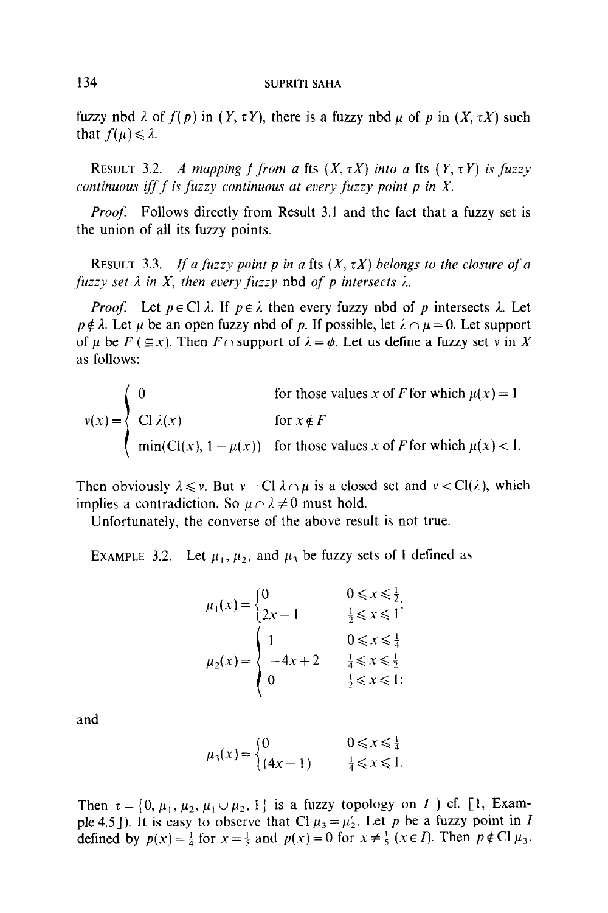fuzzy nbd $\lambda$ of $f(p)$ in $(Y, \tau Y)$, there is a fuzzy nbd $\mu$ of $p$ in $(X, \tau X)$ such that $f(\mu) \leqslant \lambda$.

RESULT 3.2. *A mapping $f$ from a* fts $(X, \tau X)$ *into a* fts $(Y, \tau Y)$ *is fuzzy continuous iff $f$ is fuzzy continuous at every fuzzy point $p$ in $X$.*

*Proof.* Follows directly from Result 3.1 and the fact that a fuzzy set is the union of all its fuzzy points.

RESULT 3.3. *If a fuzzy point $p$ in a* fts $(X, \tau X)$ *belongs to the closure of a fuzzy set $\lambda$ in $X$, then every fuzzy* nbd *of $p$ intersects $\lambda$.*

*Proof.* Let $p \in \text{Cl}\, \lambda$. If $p \in \lambda$ then every fuzzy nbd of $p$ intersects $\lambda$. Let $p \notin \lambda$. Let $\mu$ be an open fuzzy nbd of $p$. If possible, let $\lambda \cap \mu = 0$. Let support of $\mu$ be $F$ $(\subseteq x)$. Then $F \cap$ support of $\lambda = \phi$. Let us define a fuzzy set $v$ in $X$ as follows:

$$v(x) = \begin{cases} 0 & \text{for those values } x \text{ of } F \text{ for which } \mu(x) = 1 \\ \text{Cl}\, \lambda(x) & \text{for } x \notin F \\ \min(\text{Cl}(x), 1 - \mu(x)) & \text{for those values } x \text{ of } F \text{ for which } \mu(x) < 1. \end{cases}$$

Then obviously $\lambda \leqslant v$. But $v - \text{Cl}\, \lambda \cap \mu$ is a closed set and $v < \text{Cl}(\lambda)$, which implies a contradiction. So $\mu \cap \lambda \neq 0$ must hold.

Unfortunately, the converse of the above result is not true.

EXAMPLE 3.2. Let $\mu_1$, $\mu_2$, and $\mu_3$ be fuzzy sets of I defined as

$$\mu_1(x) = \begin{cases} 0 & 0 \leqslant x \leqslant \frac{1}{2}, \\ 2x - 1 & \frac{1}{2} \leqslant x \leqslant 1' \end{cases}$$

$$\mu_2(x) = \begin{cases} 1 & 0 \leqslant x \leqslant \frac{1}{4} \\ -4x + 2 & \frac{1}{4} \leqslant x \leqslant \frac{1}{2} \\ 0 & \frac{1}{2} \leqslant x \leqslant 1; \end{cases}$$

and

$$\mu_3(x) = \begin{cases} 0 & 0 \leqslant x \leqslant \frac{1}{4} \\ (4x - 1) & \frac{1}{4} \leqslant x \leqslant 1. \end{cases}$$

Then $\tau = \{0, \mu_1, \mu_2, \mu_1 \cup \mu_2, 1\}$ is a fuzzy topology on $I$ ) cf. [1, Example 4.5]). It is easy to observe that $\text{Cl}\, \mu_3 = \mu_2'$. Let $p$ be a fuzzy point in $I$ defined by $p(x) = \frac{1}{4}$ for $x = \frac{1}{5}$ and $p(x) = 0$ for $x \neq \frac{1}{5}$ $(x \in I)$. Then $p \notin \text{Cl}\, \mu_3$.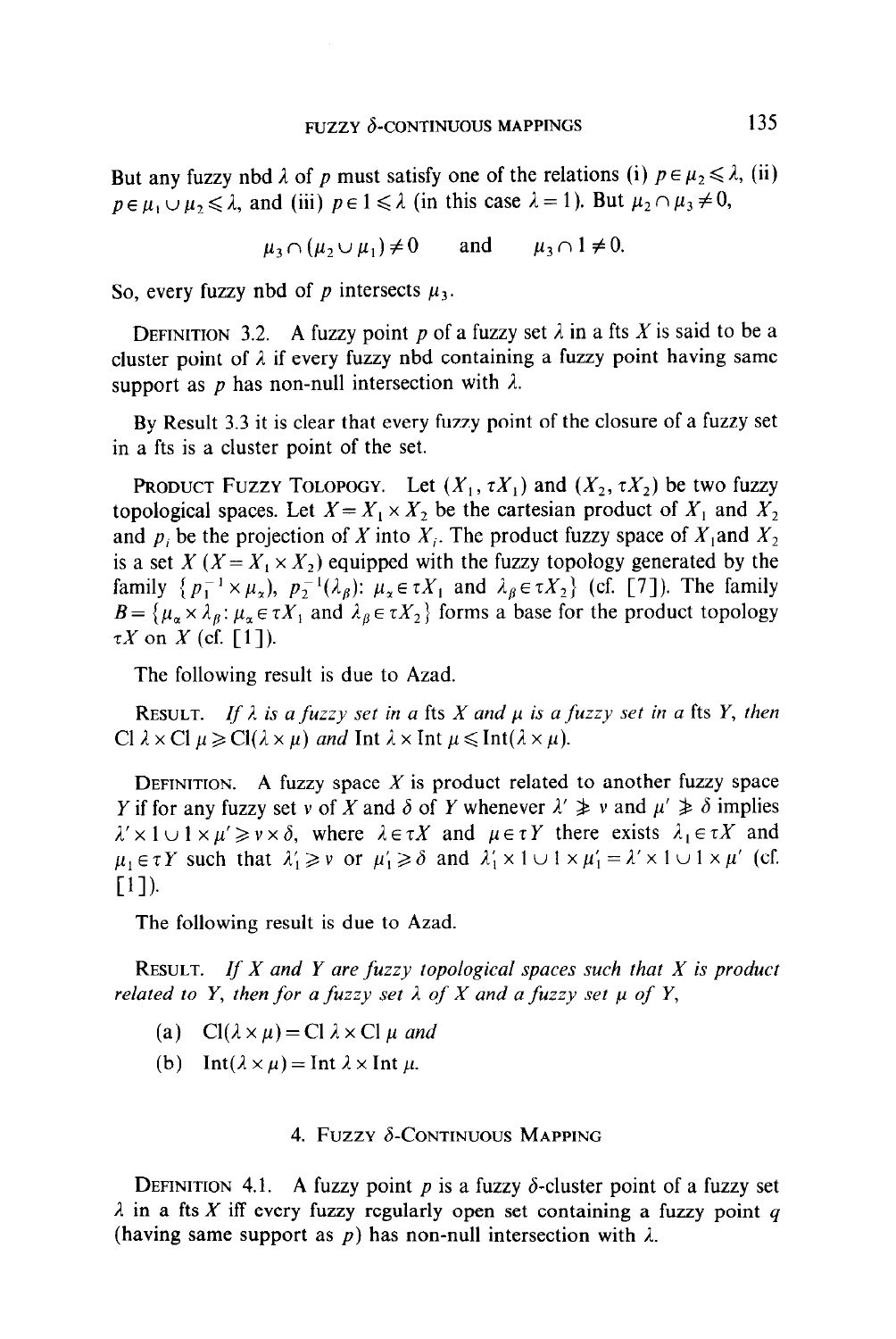But any fuzzy nbd $\lambda$ of $p$ must satisfy one of the relations (i) $p \in \mu_2 \leqslant \lambda$, (ii) $p \in \mu_1 \cup \mu_2 \leqslant \lambda$, and (iii) $p \in 1 \leqslant \lambda$ (in this case $\lambda = 1$). But $\mu_2 \cap \mu_3 \neq 0$,

$$\mu_3 \cap (\mu_2 \cup \mu_1) \neq 0 \quad \text{and} \quad \mu_3 \cap 1 \neq 0.$$

So, every fuzzy nbd of $p$ intersects $\mu_3$.

DEFINITION 3.2. A fuzzy point $p$ of a fuzzy set $\lambda$ in a fts $X$ is said to be a cluster point of $\lambda$ if every fuzzy nbd containing a fuzzy point having same support as $p$ has non-null intersection with $\lambda$.

By Result 3.3 it is clear that every fuzzy point of the closure of a fuzzy set in a fts is a cluster point of the set.

PRODUCT FUZZY TOLOPOGY. Let $(X_1, \tau X_1)$ and $(X_2, \tau X_2)$ be two fuzzy topological spaces. Let $X = X_1 \times X_2$ be the cartesian product of $X_1$ and $X_2$ and $p_i$ be the projection of $X$ into $X_i$. The product fuzzy space of $X_1$and $X_2$ is a set $X$ ($X = X_1 \times X_2$) equipped with the fuzzy topology generated by the family $\{p_1^{-1} \times \mu_\alpha),\ p_2^{-1}(\lambda_\beta)\colon \mu_\alpha \in \tau X_1 \text{ and } \lambda_\beta \in \tau X_2\}$ (cf. [7]). The family $B = \{\mu_\alpha \times \lambda_\beta\colon \mu_\alpha \in \tau X_1 \text{ and } \lambda_\beta \in \tau X_2\}$ forms a base for the product topology $\tau X$ on $X$ (cf. [1]).

The following result is due to Azad.

RESULT. *If $\lambda$ is a fuzzy set in a* fts *$X$ and $\mu$ is a fuzzy set in a* fts *$Y$, then* $\operatorname{Cl} \lambda \times \operatorname{Cl} \mu \geqslant \operatorname{Cl}(\lambda \times \mu)$ *and* $\operatorname{Int} \lambda \times \operatorname{Int} \mu \leqslant \operatorname{Int}(\lambda \times \mu)$.

DEFINITION. A fuzzy space $X$ is product related to another fuzzy space $Y$ if for any fuzzy set $\nu$ of $X$ and $\delta$ of $Y$ whenever $\lambda' \ngeqslant \nu$ and $\mu' \ngeqslant \delta$ implies $\lambda' \times 1 \cup 1 \times \mu' \geqslant \nu \times \delta$, where $\lambda \in \tau X$ and $\mu \in \tau Y$ there exists $\lambda_1 \in \tau X$ and $\mu_1 \in \tau Y$ such that $\lambda_1' \geqslant \nu$ or $\mu_1' \geqslant \delta$ and $\lambda_1' \times 1 \cup 1 \times \mu_1' = \lambda' \times 1 \cup 1 \times \mu'$ (cf. [1]).

The following result is due to Azad.

RESULT. *If $X$ and $Y$ are fuzzy topological spaces such that $X$ is product related to $Y$, then for a fuzzy set $\lambda$ of $X$ and a fuzzy set $\mu$ of $Y$,*

(a) $\operatorname{Cl}(\lambda \times \mu) = \operatorname{Cl} \lambda \times \operatorname{Cl} \mu$ *and*

(b) $\operatorname{Int}(\lambda \times \mu) = \operatorname{Int} \lambda \times \operatorname{Int} \mu$.

## 4. FUZZY $\delta$-CONTINUOUS MAPPING

DEFINITION 4.1. A fuzzy point $p$ is a fuzzy $\delta$-cluster point of a fuzzy set $\lambda$ in a fts $X$ iff every fuzzy regularly open set containing a fuzzy point $q$ (having same support as $p$) has non-null intersection with $\lambda$.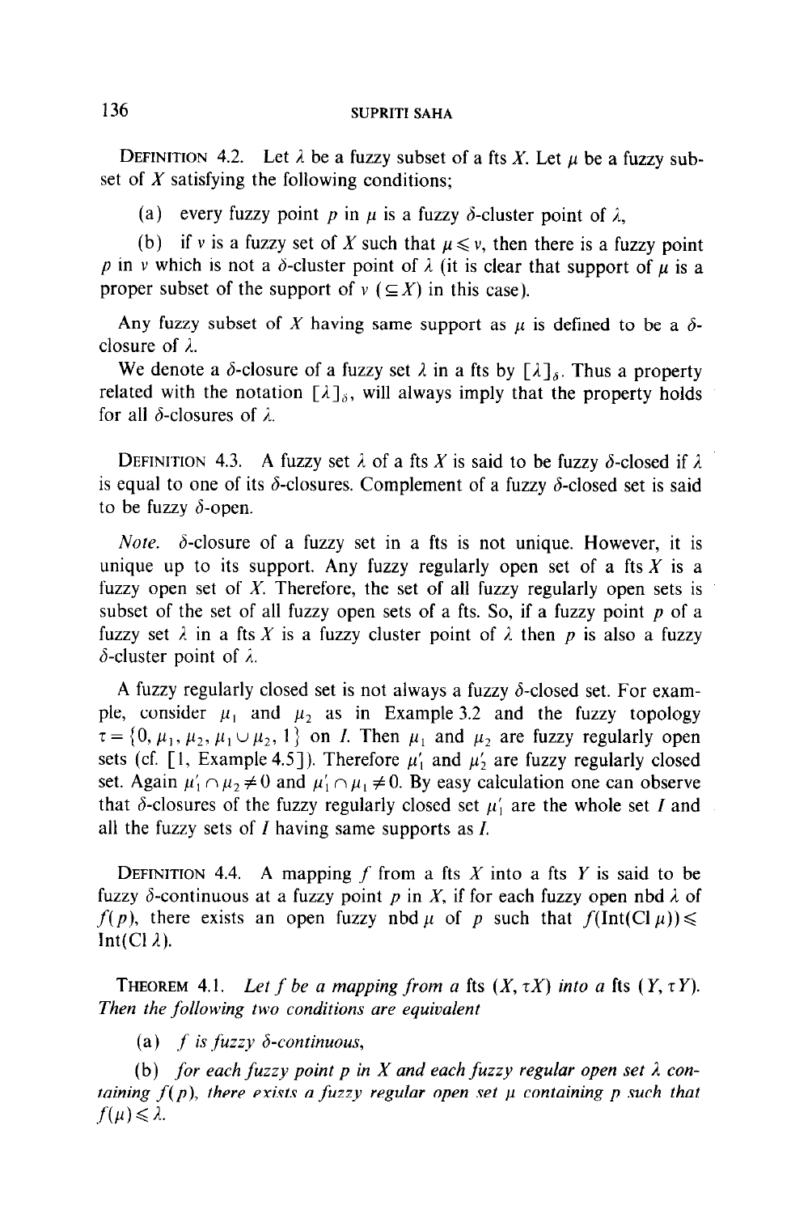**Definition 4.2.** Let $\lambda$ be a fuzzy subset of a fts $X$. Let $\mu$ be a fuzzy subset of $X$ satisfying the following conditions;

(a) every fuzzy point $p$ in $\mu$ is a fuzzy $\delta$-cluster point of $\lambda$,

(b) if $\nu$ is a fuzzy set of $X$ such that $\mu \leqslant \nu$, then there is a fuzzy point $p$ in $\nu$ which is not a $\delta$-cluster point of $\lambda$ (it is clear that support of $\mu$ is a proper subset of the support of $\nu$ ($\subseteq X$) in this case).

Any fuzzy subset of $X$ having same support as $\mu$ is defined to be a $\delta$-closure of $\lambda$.

We denote a $\delta$-closure of a fuzzy set $\lambda$ in a fts by $[\lambda]_\delta$. Thus a property related with the notation $[\lambda]_\delta$, will always imply that the property holds for all $\delta$-closures of $\lambda$.

**Definition 4.3.** A fuzzy set $\lambda$ of a fts $X$ is said to be fuzzy $\delta$-closed if $\lambda$ is equal to one of its $\delta$-closures. Complement of a fuzzy $\delta$-closed set is said to be fuzzy $\delta$-open.

*Note.* $\delta$-closure of a fuzzy set in a fts is not unique. However, it is unique up to its support. Any fuzzy regularly open set of a fts $X$ is a fuzzy open set of $X$. Therefore, the set of all fuzzy regularly open sets is subset of the set of all fuzzy open sets of a fts. So, if a fuzzy point $p$ of a fuzzy set $\lambda$ in a fts $X$ is a fuzzy cluster point of $\lambda$ then $p$ is also a fuzzy $\delta$-cluster point of $\lambda$.

A fuzzy regularly closed set is not always a fuzzy $\delta$-closed set. For example, consider $\mu_1$ and $\mu_2$ as in Example 3.2 and the fuzzy topology $\tau = \{0, \mu_1, \mu_2, \mu_1 \cup \mu_2, 1\}$ on $I$. Then $\mu_1$ and $\mu_2$ are fuzzy regularly open sets (cf. [1, Example 4.5]). Therefore $\mu_1'$ and $\mu_2'$ are fuzzy regularly closed set. Again $\mu_1' \cap \mu_2 \neq 0$ and $\mu_1' \cap \mu_1 \neq 0$. By easy calculation one can observe that $\delta$-closures of the fuzzy regularly closed set $\mu_1'$ are the whole set $I$ and all the fuzzy sets of $I$ having same supports as $I$.

**Definition 4.4.** A mapping $f$ from a fts $X$ into a fts $Y$ is said to be fuzzy $\delta$-continuous at a fuzzy point $p$ in $X$, if for each fuzzy open nbd $\lambda$ of $f(p)$, there exists an open fuzzy nbd $\mu$ of $p$ such that $f(\operatorname{Int}(\operatorname{Cl} \mu)) \leqslant \operatorname{Int}(\operatorname{Cl} \lambda)$.

**Theorem 4.1.** *Let $f$ be a mapping from a fts $(X, \tau X)$ into a fts $(Y, \tau Y)$. Then the following two conditions are equivalent*

(a) *$f$ is fuzzy $\delta$-continuous,*

(b) *for each fuzzy point $p$ in $X$ and each fuzzy regular open set $\lambda$ containing $f(p)$, there exists a fuzzy regular open set $\mu$ containing $p$ such that $f(\mu) \leqslant \lambda$.*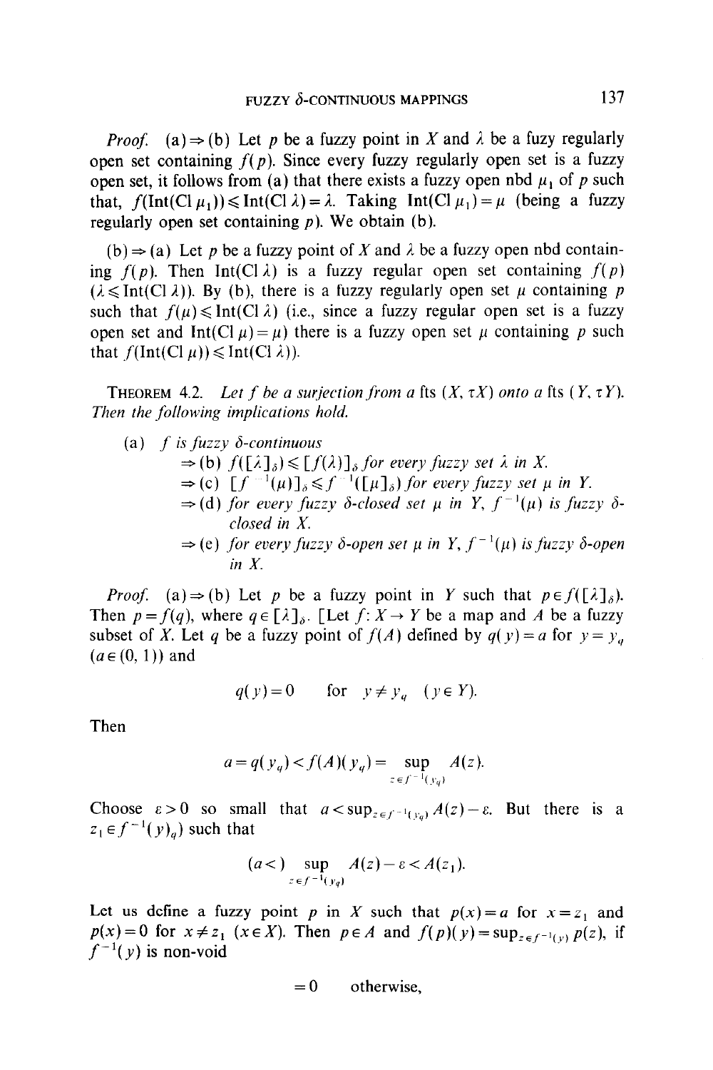*Proof.* (a)$\Rightarrow$(b) Let $p$ be a fuzzy point in $X$ and $\lambda$ be a fuzy regularly open set containing $f(p)$. Since every fuzzy regularly open set is a fuzzy open set, it follows from (a) that there exists a fuzzy open nbd $\mu_1$ of $p$ such that, $f(\text{Int}(\text{Cl}\,\mu_1)) \leqslant \text{Int}(\text{Cl}\,\lambda) = \lambda$. Taking $\text{Int}(\text{Cl}\,\mu_1) = \mu$ (being a fuzzy regularly open set containing $p$). We obtain (b).

(b)$\Rightarrow$(a) Let $p$ be a fuzzy point of $X$ and $\lambda$ be a fuzzy open nbd containing $f(p)$. Then $\text{Int}(\text{Cl}\,\lambda)$ is a fuzzy regular open set containing $f(p)$ $(\lambda \leqslant \text{Int}(\text{Cl}\,\lambda))$. By (b), there is a fuzzy regularly open set $\mu$ containing $p$ such that $f(\mu) \leqslant \text{Int}(\text{Cl}\,\lambda)$ (i.e., since a fuzzy regular open set is a fuzzy open set and $\text{Int}(\text{Cl}\,\mu) = \mu$) there is a fuzzy open set $\mu$ containing $p$ such that $f(\text{Int}(\text{Cl}\,\mu)) \leqslant \text{Int}(\text{Cl}\,\lambda)$).

THEOREM 4.2. *Let $f$ be a surjection from a* fts $(X, \tau X)$ *onto a* fts $(Y, \tau Y)$. *Then the following implications hold.*

(a) *$f$ is fuzzy $\delta$-continuous*
$\Rightarrow$(b) $f([\lambda]_\delta) \leqslant [f(\lambda)]_\delta$ *for every fuzzy set $\lambda$ in $X$.*
$\Rightarrow$(c) $[f^{-1}(\mu)]_\delta \leqslant f^{-1}([\mu]_\delta)$ *for every fuzzy set $\mu$ in $Y$.*
$\Rightarrow$(d) *for every fuzzy $\delta$-closed set $\mu$ in $Y$, $f^{-1}(\mu)$ is fuzzy $\delta$-closed in $X$.*
$\Rightarrow$(e) *for every fuzzy $\delta$-open set $\mu$ in $Y$, $f^{-1}(\mu)$ is fuzzy $\delta$-open in $X$.*

*Proof.* (a)$\Rightarrow$(b) Let $p$ be a fuzzy point in $Y$ such that $p \in f([\lambda]_\delta)$. Then $p = f(q)$, where $q \in [\lambda]_\delta$. [Let $f: X \to Y$ be a map and $A$ be a fuzzy subset of $X$. Let $q$ be a fuzzy point of $f(A)$ defined by $q(y) = a$ for $y = y_q$ $(a \in (0, 1))$ and

$$q(y) = 0 \quad \text{for} \quad y \neq y_q \quad (y \in Y).$$

Then

$$a = q(y_q) < f(A)(y_q) = \sup_{z \in f^{-1}(y_q)} A(z).$$

Choose $\varepsilon > 0$ so small that $a < \sup_{z \in f^{-1}(y_q)} A(z) - \varepsilon$. But there is a $z_1 \in f^{-1}(y)_q)$ such that

$$(a <) \sup_{z \in f^{-1}(y_q)} A(z) - \varepsilon < A(z_1).$$

Let us define a fuzzy point $p$ in $X$ such that $p(x) = a$ for $x = z_1$ and $p(x) = 0$ for $x \neq z_1$ $(x \in X)$. Then $p \in A$ and $f(p)(y) = \sup_{z \in f^{-1}(y)} p(z)$, if $f^{-1}(y)$ is non-void

$$= 0 \qquad \text{otherwise,}$$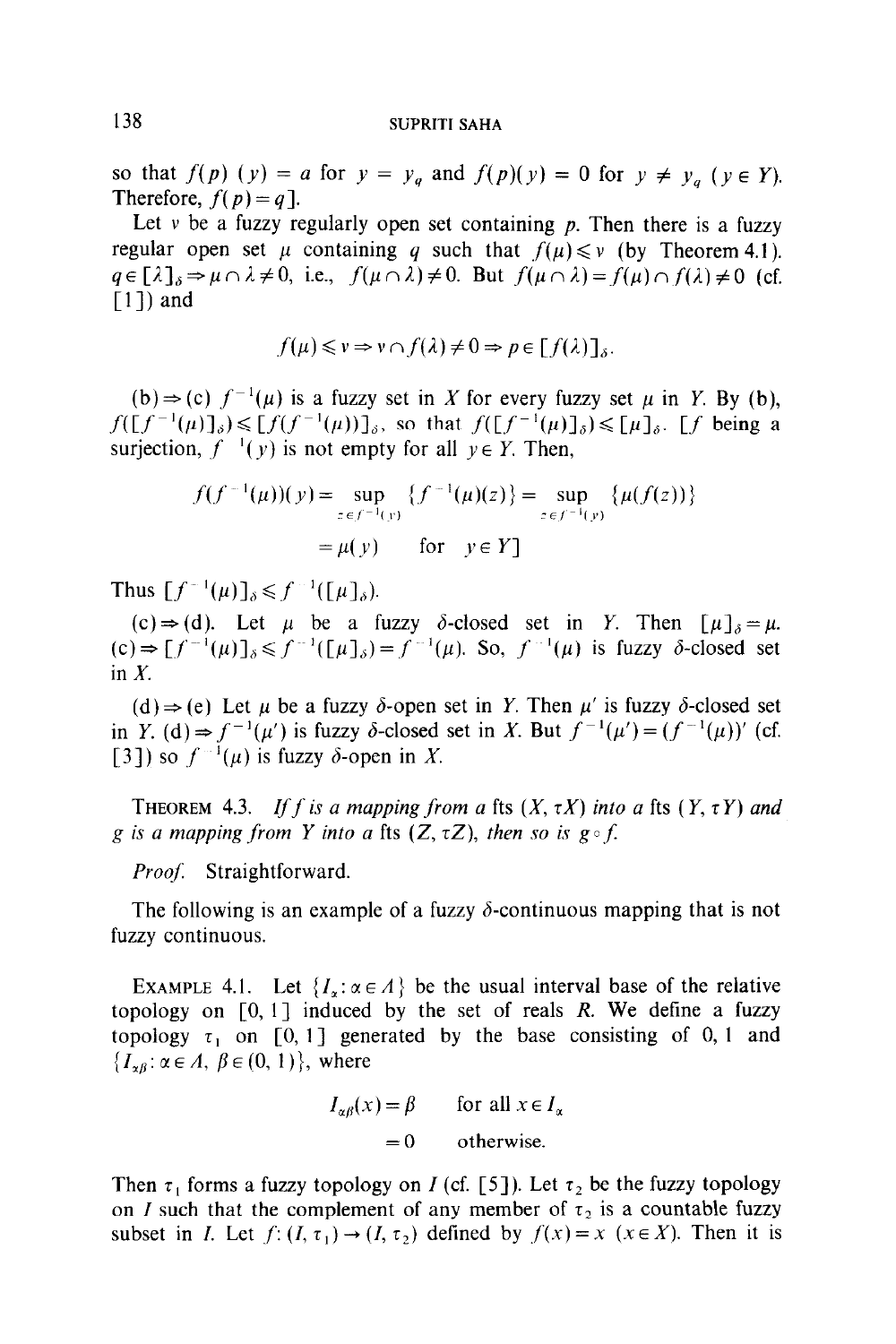so that $f(p)(y) = a$ for $y = y_q$ and $f(p)(y) = 0$ for $y \neq y_q$ $(y \in Y)$. Therefore, $f(p) = q$].

Let $\nu$ be a fuzzy regularly open set containing $p$. Then there is a fuzzy regular open set $\mu$ containing $q$ such that $f(\mu) \leqslant \nu$ (by Theorem 4.1). $q \in [\lambda]_\delta \Rightarrow \mu \cap \lambda \neq 0$, i.e., $f(\mu \cap \lambda) \neq 0$. But $f(\mu \cap \lambda) = f(\mu) \cap f(\lambda) \neq 0$ (cf. [1]) and

$$f(\mu) \leqslant \nu \Rightarrow \nu \cap f(\lambda) \neq 0 \Rightarrow p \in [f(\lambda)]_\delta.$$

(b)$\Rightarrow$(c) $f^{-1}(\mu)$ is a fuzzy set in $X$ for every fuzzy set $\mu$ in $Y$. By (b), $f([f^{-1}(\mu)]_\delta) \leqslant [f(f^{-1}(\mu))]_\delta$, so that $f([f^{-1}(\mu)]_\delta) \leqslant [\mu]_\delta$. [$f$ being a surjection, $f^{-1}(y)$ is not empty for all $y \in Y$. Then,

$$f(f^{-1}(\mu))(y) = \sup_{z \in f^{-1}(y)} \{f^{-1}(\mu)(z)\} = \sup_{z \in f^{-1}(y)} \{\mu(f(z))\}$$

$$= \mu(y) \qquad \text{for} \quad y \in Y]$$

Thus $[f^{-1}(\mu)]_\delta \leqslant f^{-1}([\mu]_\delta)$.

(c)$\Rightarrow$(d). Let $\mu$ be a fuzzy $\delta$-closed set in $Y$. Then $[\mu]_\delta = \mu$. (c)$\Rightarrow [f^{-1}(\mu)]_\delta \leqslant f^{-1}([\mu]_\delta) = f^{-1}(\mu)$. So, $f^{-1}(\mu)$ is fuzzy $\delta$-closed set in $X$.

(d)$\Rightarrow$(e) Let $\mu$ be a fuzzy $\delta$-open set in $Y$. Then $\mu'$ is fuzzy $\delta$-closed set in $Y$. (d)$\Rightarrow f^{-1}(\mu')$ is fuzzy $\delta$-closed set in $X$. But $f^{-1}(\mu') = (f^{-1}(\mu))'$ (cf. [3]) so $f^{-1}(\mu)$ is fuzzy $\delta$-open in $X$.

THEOREM 4.3. *If $f$ is a mapping from a* fts $(X, \tau X)$ *into a* fts $(Y, \tau Y)$ *and $g$ is a mapping from $Y$ into a* fts $(Z, \tau Z)$, *then so is $g \circ f$.*

*Proof.* Straightforward.

The following is an example of a fuzzy $\delta$-continuous mapping that is not fuzzy continuous.

EXAMPLE 4.1. Let $\{I_\alpha : \alpha \in \Lambda\}$ be the usual interval base of the relative topology on $[0, 1]$ induced by the set of reals $R$. We define a fuzzy topology $\tau_1$ on $[0, 1]$ generated by the base consisting of 0, 1 and $\{I_{\alpha\beta} : \alpha \in \Lambda,\ \beta \in (0, 1)\}$, where

$$I_{\alpha\beta}(x) = \beta \qquad \text{for all } x \in I_\alpha$$

$$= 0 \qquad \text{otherwise.}$$

Then $\tau_1$ forms a fuzzy topology on $I$ (cf. [5]). Let $\tau_2$ be the fuzzy topology on $I$ such that the complement of any member of $\tau_2$ is a countable fuzzy subset in $I$. Let $f: (I, \tau_1) \to (I, \tau_2)$ defined by $f(x) = x$ $(x \in X)$. Then it is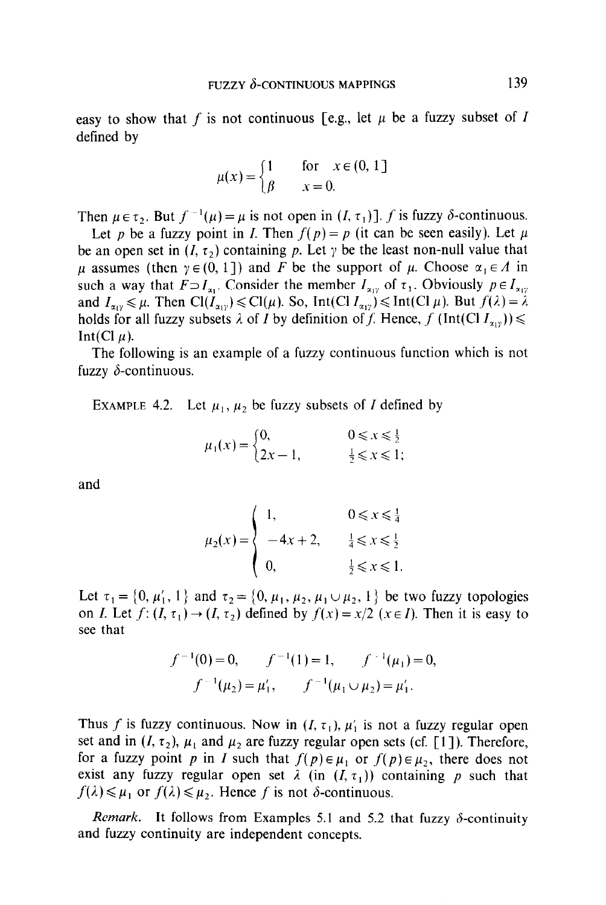easy to show that $f$ is not continuous [e.g., let $\mu$ be a fuzzy subset of $I$ defined by

$$\mu(x)=\begin{cases}1 & \text{for } x\in(0,1]\\ \beta & x=0.\end{cases}$$

Then $\mu\in\tau_2$. But $f^{-1}(\mu)=\mu$ is not open in $(I,\tau_1)$]. $f$ is fuzzy $\delta$-continuous.

Let $p$ be a fuzzy point in $I$. Then $f(p)=p$ (it can be seen easily). Let $\mu$ be an open set in $(I,\tau_2)$ containing $p$. Let $\gamma$ be the least non-null value that $\mu$ assumes (then $\gamma\in(0,1]$) and $F$ be the support of $\mu$. Choose $\alpha_1\in A$ in such a way that $F\supset I_{\alpha_1}$. Consider the member $I_{\alpha_1\gamma}$ of $\tau_1$. Obviously $p\in I_{\alpha_1\gamma}$ and $I_{\alpha_1\gamma}\leqslant\mu$. Then $\text{Cl}(I_{\alpha_1\gamma})\leqslant\text{Cl}(\mu)$. So, $\text{Int}(\text{Cl}\, I_{\alpha_1\gamma})\leqslant\text{Int}(\text{Cl}\,\mu)$. But $f(\lambda)=\lambda$ holds for all fuzzy subsets $\lambda$ of $I$ by definition of $f$. Hence, $f\,(\text{Int}(\text{Cl}\, I_{\alpha_1\gamma}))\leqslant\text{Int}(\text{Cl}\,\mu)$.

The following is an example of a fuzzy continuous function which is not fuzzy $\delta$-continuous.

EXAMPLE 4.2. Let $\mu_1$, $\mu_2$ be fuzzy subsets of $I$ defined by

$$\mu_1(x)=\begin{cases}0, & 0\leqslant x\leqslant\frac{1}{2}\\ 2x-1, & \frac{1}{2}\leqslant x\leqslant 1;\end{cases}$$

and

$$\mu_2(x)=\begin{cases}1, & 0\leqslant x\leqslant\frac{1}{4}\\ -4x+2, & \frac{1}{4}\leqslant x\leqslant\frac{1}{2}\\ 0, & \frac{1}{2}\leqslant x\leqslant 1.\end{cases}$$

Let $\tau_1=\{0,\mu_1',1\}$ and $\tau_2=\{0,\mu_1,\mu_2,\mu_1\cup\mu_2,1\}$ be two fuzzy topologies on $I$. Let $f\colon(I,\tau_1)\to(I,\tau_2)$ defined by $f(x)=x/2$ $(x\in I)$. Then it is easy to see that

$$f^{-1}(0)=0,\qquad f^{-1}(1)=1,\qquad f^{-1}(\mu_1)=0,$$
$$f^{-1}(\mu_2)=\mu_1',\qquad f^{-1}(\mu_1\cup\mu_2)=\mu_1'.$$

Thus $f$ is fuzzy continuous. Now in $(I,\tau_1)$, $\mu_1'$ is not a fuzzy regular open set and in $(I,\tau_2)$, $\mu_1$ and $\mu_2$ are fuzzy regular open sets (cf. [1]). Therefore, for a fuzzy point $p$ in $I$ such that $f(p)\in\mu_1$ or $f(p)\in\mu_2$, there does not exist any fuzzy regular open set $\lambda$ (in $(I,\tau_1)$) containing $p$ such that $f(\lambda)\leqslant\mu_1$ or $f(\lambda)\leqslant\mu_2$. Hence $f$ is not $\delta$-continuous.

*Remark.* It follows from Examples 5.1 and 5.2 that fuzzy $\delta$-continuity and fuzzy continuity are independent concepts.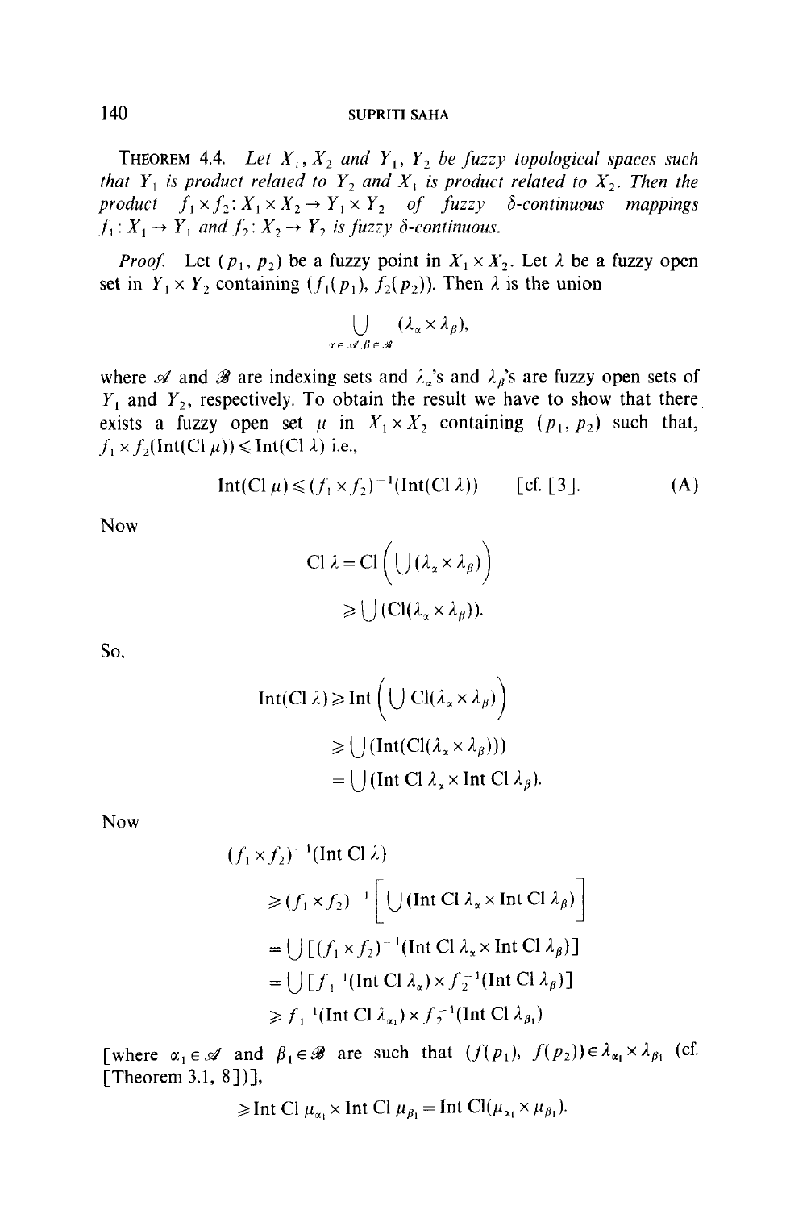**THEOREM 4.4.** *Let $X_1, X_2$ and $Y_1, Y_2$ be fuzzy topological spaces such that $Y_1$ is product related to $Y_2$ and $X_1$ is product related to $X_2$. Then the product $f_1 \times f_2 : X_1 \times X_2 \to Y_1 \times Y_2$ of fuzzy $\delta$-continuous mappings $f_1 : X_1 \to Y_1$ and $f_2 : X_2 \to Y_2$ is fuzzy $\delta$-continuous.*

*Proof.* Let $(p_1, p_2)$ be a fuzzy point in $X_1 \times X_2$. Let $\lambda$ be a fuzzy open set in $Y_1 \times Y_2$ containing $(f_1(p_1), f_2(p_2))$. Then $\lambda$ is the union

$$\bigcup_{\alpha \in \mathscr{A}, \beta \in \mathscr{B}} (\lambda_\alpha \times \lambda_\beta),$$

where $\mathscr{A}$ and $\mathscr{B}$ are indexing sets and $\lambda_\alpha$'s and $\lambda_\beta$'s are fuzzy open sets of $Y_1$ and $Y_2$, respectively. To obtain the result we have to show that there exists a fuzzy open set $\mu$ in $X_1 \times X_2$ containing $(p_1, p_2)$ such that, $f_1 \times f_2(\text{Int}(\text{Cl}\, \mu)) \leqslant \text{Int}(\text{Cl}\, \lambda)$ i.e.,

$$\text{Int}(\text{Cl}\, \mu) \leqslant (f_1 \times f_2)^{-1}(\text{Int}(\text{Cl}\, \lambda)) \qquad \text{[cf. [3].} \qquad \text{(A)}$$

Now

$$\begin{aligned} \text{Cl}\, \lambda &= \text{Cl}\left( \bigcup (\lambda_\alpha \times \lambda_\beta) \right) \\ &\geqslant \bigcup (\text{Cl}(\lambda_\alpha \times \lambda_\beta)). \end{aligned}$$

So,

$$\begin{aligned} \text{Int}(\text{Cl}\, \lambda) &\geqslant \text{Int}\left( \bigcup \text{Cl}(\lambda_\alpha \times \lambda_\beta) \right) \\ &\geqslant \bigcup (\text{Int}(\text{Cl}(\lambda_\alpha \times \lambda_\beta))) \\ &= \bigcup (\text{Int Cl}\, \lambda_\alpha \times \text{Int Cl}\, \lambda_\beta). \end{aligned}$$

Now

$$\begin{aligned} &(f_1 \times f_2)^{-1}(\text{Int Cl}\, \lambda) \\ &\quad \geqslant (f_1 \times f_2)^{-1}\left[ \bigcup (\text{Int Cl}\, \lambda_\alpha \times \text{Int Cl}\, \lambda_\beta) \right] \\ &\quad = \bigcup [(f_1 \times f_2)^{-1}(\text{Int Cl}\, \lambda_\alpha \times \text{Int Cl}\, \lambda_\beta)] \\ &\quad = \bigcup [f_1^{-1}(\text{Int Cl}\, \lambda_\alpha) \times f_2^{-1}(\text{Int Cl}\, \lambda_\beta)] \\ &\quad \geqslant f_1^{-1}(\text{Int Cl}\, \lambda_{\alpha_1}) \times f_2^{-1}(\text{Int Cl}\, \lambda_{\beta_1}) \end{aligned}$$

[where $\alpha_1 \in \mathscr{A}$ and $\beta_1 \in \mathscr{B}$ are such that $(f(p_1), f(p_2)) \in \lambda_{\alpha_1} \times \lambda_{\beta_1}$ (cf. [Theorem 3.1, 8])],

$$\geqslant \text{Int Cl}\, \mu_{\alpha_1} \times \text{Int Cl}\, \mu_{\beta_1} = \text{Int Cl}(\mu_{\alpha_1} \times \mu_{\beta_1}).$$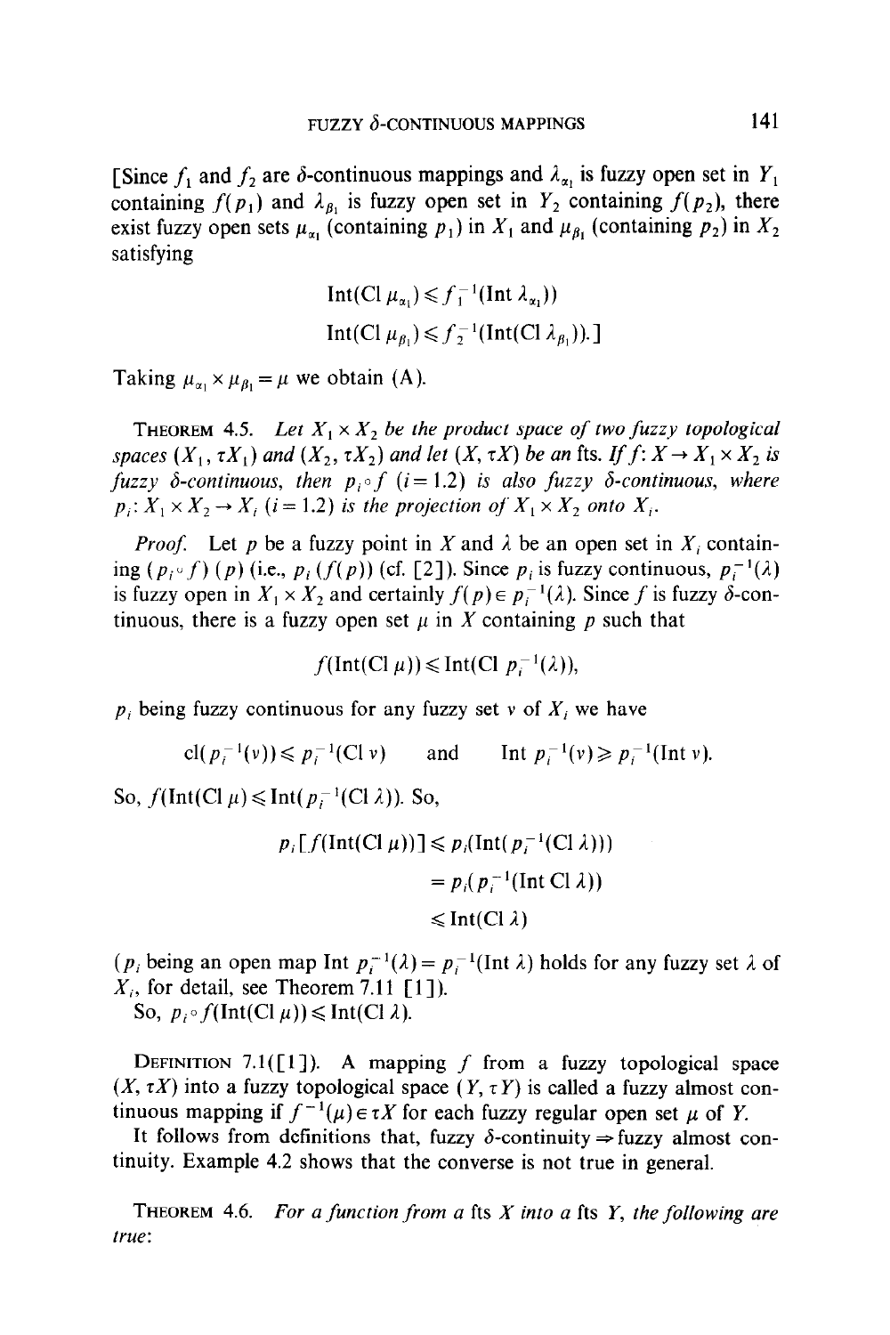[Since $f_1$ and $f_2$ are $\delta$-continuous mappings and $\lambda_{\alpha_1}$ is fuzzy open set in $Y_1$ containing $f(p_1)$ and $\lambda_{\beta_1}$ is fuzzy open set in $Y_2$ containing $f(p_2)$, there exist fuzzy open sets $\mu_{\alpha_1}$ (containing $p_1$) in $X_1$ and $\mu_{\beta_1}$ (containing $p_2$) in $X_2$ satisfying

$$\text{Int}(\text{Cl}\,\mu_{\alpha_1}) \leqslant f_1^{-1}(\text{Int}\,\lambda_{\alpha_1}))$$

$$\text{Int}(\text{Cl}\,\mu_{\beta_1}) \leqslant f_2^{-1}(\text{Int}(\text{Cl}\,\lambda_{\beta_1})).]$$

Taking $\mu_{\alpha_1} \times \mu_{\beta_1} = \mu$ we obtain (A).

THEOREM 4.5. *Let $X_1 \times X_2$ be the product space of two fuzzy topological spaces $(X_1, \tau X_1)$ and $(X_2, \tau X_2)$ and let $(X, \tau X)$ be an* fts. *If $f: X \to X_1 \times X_2$ is fuzzy $\delta$-continuous, then $p_i \circ f$ $(i = 1.2)$ is also fuzzy $\delta$-continuous, where $p_i: X_1 \times X_2 \to X_i$ $(i = 1.2)$ is the projection of $X_1 \times X_2$ onto $X_i$.*

*Proof.* Let $p$ be a fuzzy point in $X$ and $\lambda$ be an open set in $X_i$ containing $(p_i \circ f)(p)$ (i.e., $p_i(f(p))$ (cf. [2]). Since $p_i$ is fuzzy continuous, $p_i^{-1}(\lambda)$ is fuzzy open in $X_1 \times X_2$ and certainly $f(p) \in p_i^{-1}(\lambda)$. Since $f$ is fuzzy $\delta$-continuous, there is a fuzzy open set $\mu$ in $X$ containing $p$ such that

$$f(\text{Int}(\text{Cl}\,\mu)) \leqslant \text{Int}(\text{Cl}\,p_i^{-1}(\lambda)),$$

$p_i$ being fuzzy continuous for any fuzzy set $\nu$ of $X_i$ we have

$$\text{cl}(p_i^{-1}(\nu)) \leqslant p_i^{-1}(\text{Cl}\,\nu) \qquad \text{and} \qquad \text{Int}\,p_i^{-1}(\nu) \geqslant p_i^{-1}(\text{Int}\,\nu).$$

So, $f(\text{Int}(\text{Cl}\,\mu) \leqslant \text{Int}(p_i^{-1}(\text{Cl}\,\lambda))$. So,

$$\begin{aligned} p_i[f(\text{Int}(\text{Cl}\,\mu))] &\leqslant p_i(\text{Int}(p_i^{-1}(\text{Cl}\,\lambda))) \\ &= p_i(p_i^{-1}(\text{Int Cl}\,\lambda)) \\ &\leqslant \text{Int}(\text{Cl}\,\lambda) \end{aligned}$$

($p_i$ being an open map $\text{Int}\,p_i^{-1}(\lambda) = p_i^{-1}(\text{Int}\,\lambda)$ holds for any fuzzy set $\lambda$ of $X_i$, for detail, see Theorem 7.11 [1]).

So, $p_i \circ f(\text{Int}(\text{Cl}\,\mu)) \leqslant \text{Int}(\text{Cl}\,\lambda)$.

DEFINITION 7.1([1]). A mapping $f$ from a fuzzy topological space $(X, \tau X)$ into a fuzzy topological space $(Y, \tau Y)$ is called a fuzzy almost continuous mapping if $f^{-1}(\mu) \in \tau X$ for each fuzzy regular open set $\mu$ of $Y$.

It follows from definitions that, fuzzy $\delta$-continuity $\Rightarrow$ fuzzy almost continuity. Example 4.2 shows that the converse is not true in general.

THEOREM 4.6. *For a function from a* fts *$X$ into a* fts *$Y$, the following are true:*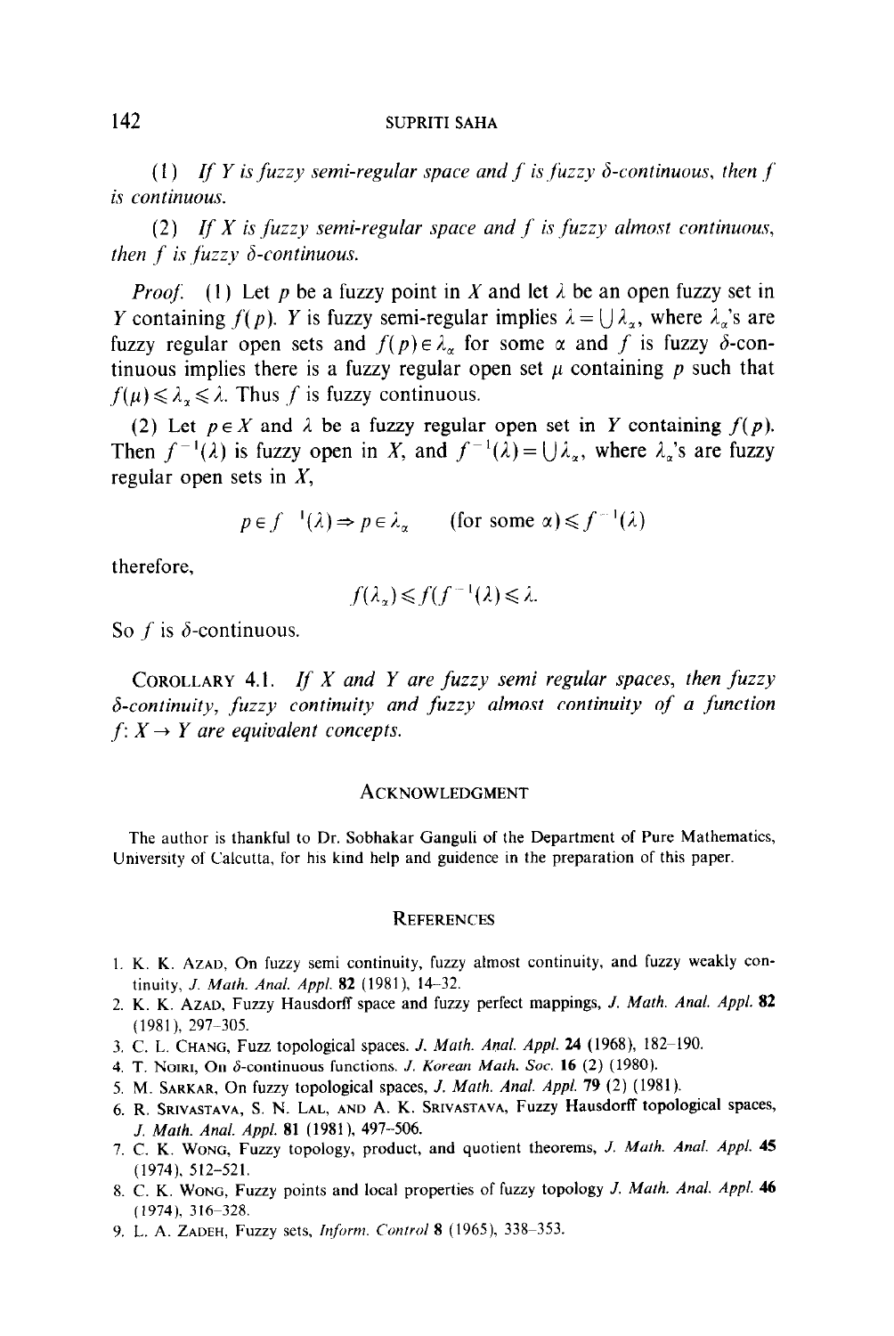(1) *If $Y$ is fuzzy semi-regular space and $f$ is fuzzy $\delta$-continuous, then $f$ is continuous.*

(2) *If $X$ is fuzzy semi-regular space and $f$ is fuzzy almost continuous, then $f$ is fuzzy $\delta$-continuous.*

*Proof.* (1) Let $p$ be a fuzzy point in $X$ and let $\lambda$ be an open fuzzy set in $Y$ containing $f(p)$. $Y$ is fuzzy semi-regular implies $\lambda = \bigcup \lambda_\alpha$, where $\lambda_\alpha$'s are fuzzy regular open sets and $f(p) \in \lambda_\alpha$ for some $\alpha$ and $f$ is fuzzy $\delta$-continuous implies there is a fuzzy regular open set $\mu$ containing $p$ such that $f(\mu) \leqslant \lambda_\alpha \leqslant \lambda$. Thus $f$ is fuzzy continuous.

(2) Let $p \in X$ and $\lambda$ be a fuzzy regular open set in $Y$ containing $f(p)$. Then $f^{-1}(\lambda)$ is fuzzy open in $X$, and $f^{-1}(\lambda) = \bigcup \lambda_\alpha$, where $\lambda_\alpha$'s are fuzzy regular open sets in $X$,

$$p \in f^{-1}(\lambda) \Rightarrow p \in \lambda_\alpha \qquad (\text{for some } \alpha) \leqslant f^{-1}(\lambda)$$

therefore,

$$f(\lambda_\alpha) \leqslant f(f^{-1}(\lambda)) \leqslant \lambda.$$

So $f$ is $\delta$-continuous.

COROLLARY 4.1. *If $X$ and $Y$ are fuzzy semi regular spaces, then fuzzy $\delta$-continuity, fuzzy continuity and fuzzy almost continuity of a function $f: X \to Y$ are equivalent concepts.*

## ACKNOWLEDGMENT

The author is thankful to Dr. Sobhakar Ganguli of the Department of Pure Mathematics, University of Calcutta, for his kind help and guidence in the preparation of this paper.

## REFERENCES

1. K. K. AZAD, On fuzzy semi continuity, fuzzy almost continuity, and fuzzy weakly continuity, *J. Math. Anal. Appl.* **82** (1981), 14–32.
2. K. K. AZAD, Fuzzy Hausdorff space and fuzzy perfect mappings, *J. Math. Anal. Appl.* **82** (1981), 297–305.
3. C. L. CHANG, Fuzz topological spaces. *J. Math. Anal. Appl.* **24** (1968), 182–190.
4. T. NOIRI, On $\delta$-continuous functions. *J. Korean Math. Soc.* **16** (2) (1980).
5. M. SARKAR, On fuzzy topological spaces, *J. Math. Anal. Appl.* **79** (2) (1981).
6. R. SRIVASTAVA, S. N. LAL, AND A. K. SRIVASTAVA, Fuzzy Hausdorff topological spaces, *J. Math. Anal. Appl.* **81** (1981), 497–506.
7. C. K. WONG, Fuzzy topology, product, and quotient theorems, *J. Math. Anal. Appl.* **45** (1974), 512–521.
8. C. K. WONG, Fuzzy points and local properties of fuzzy topology *J. Math. Anal. Appl.* **46** (1974), 316–328.
9. L. A. ZADEH, Fuzzy sets, *Inform. Control* **8** (1965), 338–353.